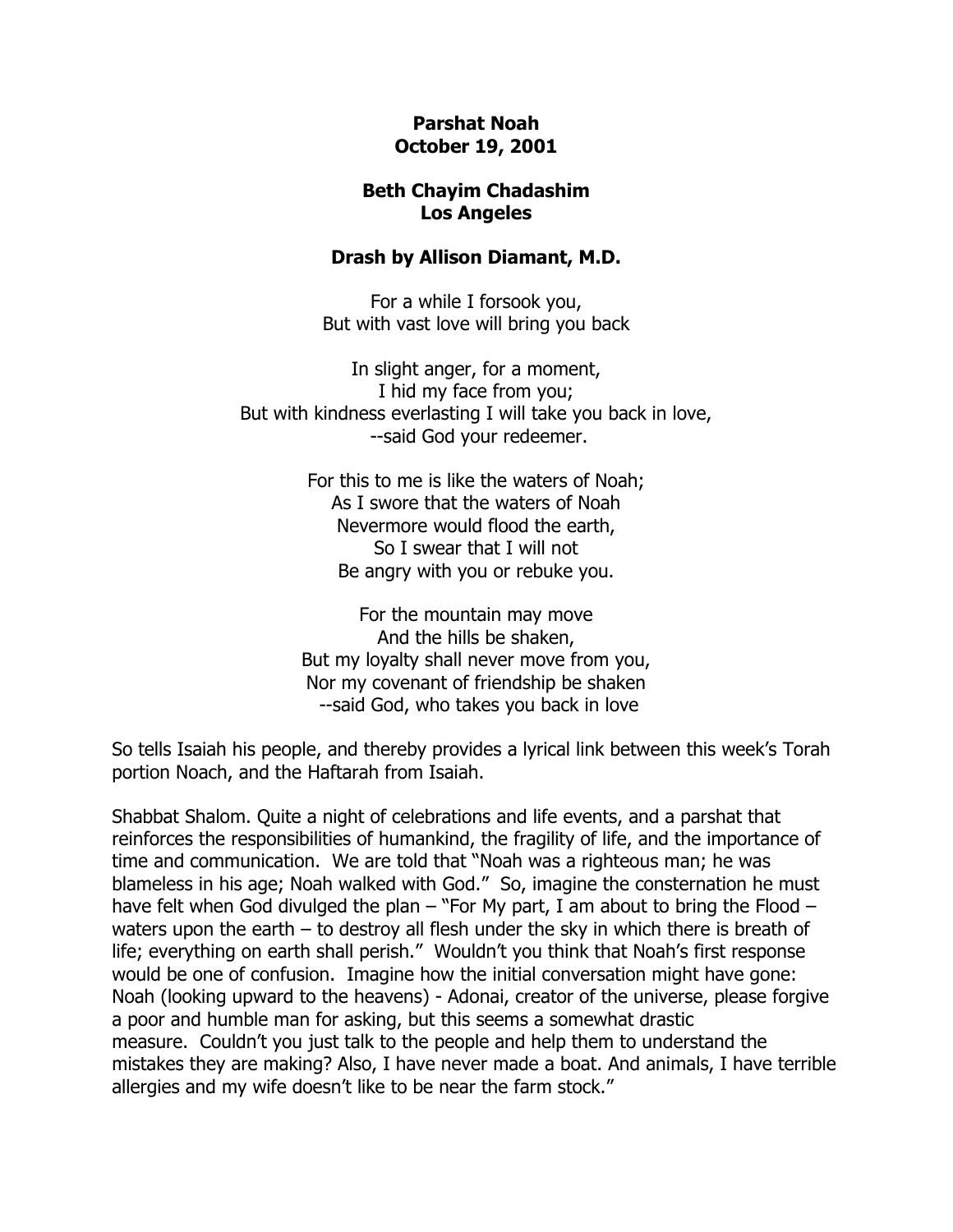**Parshat Noah**
**October 19, 2001**

**Beth Chayim Chadashim**
**Los Angeles**

**Drash by Allison Diamant, M.D.**

For a while I forsook you,
But with vast love will bring you back

In slight anger, for a moment,
I hid my face from you;
But with kindness everlasting I will take you back in love,
--said God your redeemer.

For this to me is like the waters of Noah;
As I swore that the waters of Noah
Nevermore would flood the earth,
So I swear that I will not
Be angry with you or rebuke you.

For the mountain may move
And the hills be shaken,
But my loyalty shall never move from you,
Nor my covenant of friendship be shaken
--said God, who takes you back in love

So tells Isaiah his people, and thereby provides a lyrical link between this week's Torah portion Noach, and the Haftarah from Isaiah.

Shabbat Shalom. Quite a night of celebrations and life events, and a parshat that reinforces the responsibilities of humankind, the fragility of life, and the importance of time and communication. We are told that "Noah was a righteous man; he was blameless in his age; Noah walked with God." So, imagine the consternation he must have felt when God divulged the plan – "For My part, I am about to bring the Flood – waters upon the earth – to destroy all flesh under the sky in which there is breath of life; everything on earth shall perish." Wouldn't you think that Noah's first response would be one of confusion. Imagine how the initial conversation might have gone: Noah (looking upward to the heavens) - Adonai, creator of the universe, please forgive a poor and humble man for asking, but this seems a somewhat drastic measure. Couldn't you just talk to the people and help them to understand the mistakes they are making? Also, I have never made a boat. And animals, I have terrible allergies and my wife doesn't like to be near the farm stock."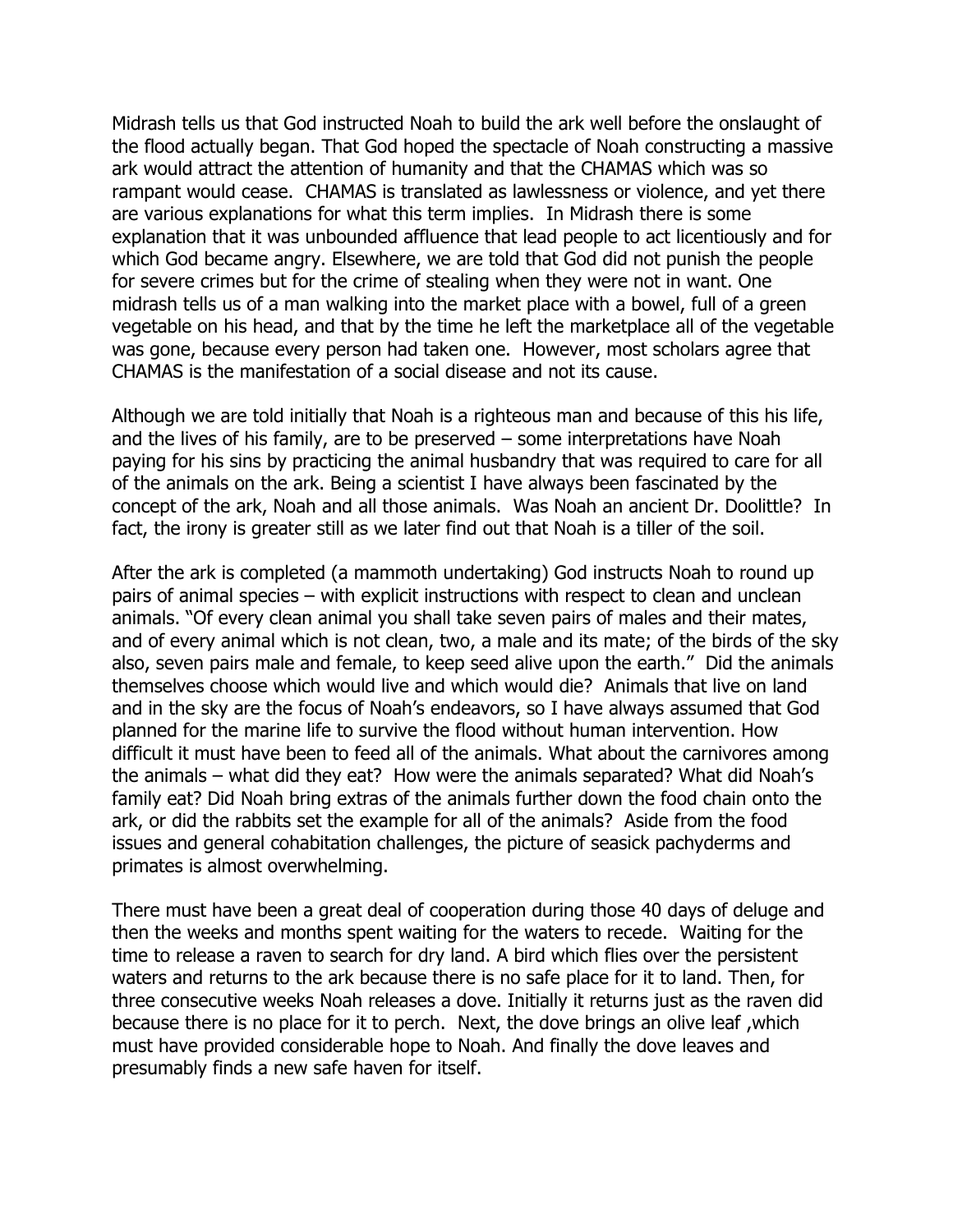Midrash tells us that God instructed Noah to build the ark well before the onslaught of the flood actually began. That God hoped the spectacle of Noah constructing a massive ark would attract the attention of humanity and that the CHAMAS which was so rampant would cease. CHAMAS is translated as lawlessness or violence, and yet there are various explanations for what this term implies. In Midrash there is some explanation that it was unbounded affluence that lead people to act licentiously and for which God became angry. Elsewhere, we are told that God did not punish the people for severe crimes but for the crime of stealing when they were not in want. One midrash tells us of a man walking into the market place with a bowel, full of a green vegetable on his head, and that by the time he left the marketplace all of the vegetable was gone, because every person had taken one. However, most scholars agree that CHAMAS is the manifestation of a social disease and not its cause.

Although we are told initially that Noah is a righteous man and because of this his life, and the lives of his family, are to be preserved – some interpretations have Noah paying for his sins by practicing the animal husbandry that was required to care for all of the animals on the ark. Being a scientist I have always been fascinated by the concept of the ark, Noah and all those animals. Was Noah an ancient Dr. Doolittle? In fact, the irony is greater still as we later find out that Noah is a tiller of the soil.

After the ark is completed (a mammoth undertaking) God instructs Noah to round up pairs of animal species – with explicit instructions with respect to clean and unclean animals. "Of every clean animal you shall take seven pairs of males and their mates, and of every animal which is not clean, two, a male and its mate; of the birds of the sky also, seven pairs male and female, to keep seed alive upon the earth." Did the animals themselves choose which would live and which would die? Animals that live on land and in the sky are the focus of Noah's endeavors, so I have always assumed that God planned for the marine life to survive the flood without human intervention. How difficult it must have been to feed all of the animals. What about the carnivores among the animals – what did they eat? How were the animals separated? What did Noah's family eat? Did Noah bring extras of the animals further down the food chain onto the ark, or did the rabbits set the example for all of the animals? Aside from the food issues and general cohabitation challenges, the picture of seasick pachyderms and primates is almost overwhelming.

There must have been a great deal of cooperation during those 40 days of deluge and then the weeks and months spent waiting for the waters to recede. Waiting for the time to release a raven to search for dry land. A bird which flies over the persistent waters and returns to the ark because there is no safe place for it to land. Then, for three consecutive weeks Noah releases a dove. Initially it returns just as the raven did because there is no place for it to perch. Next, the dove brings an olive leaf ,which must have provided considerable hope to Noah. And finally the dove leaves and presumably finds a new safe haven for itself.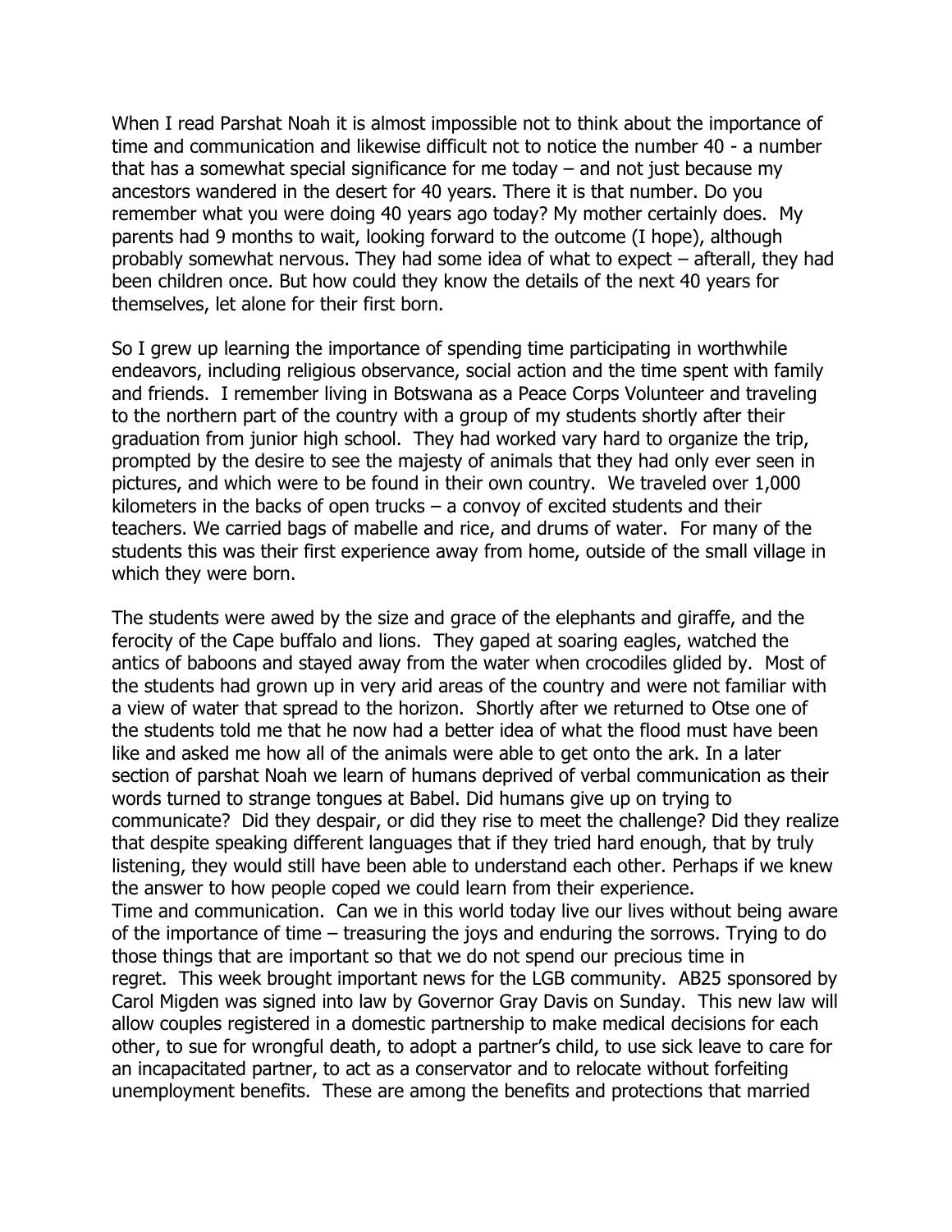When I read Parshat Noah it is almost impossible not to think about the importance of time and communication and likewise difficult not to notice the number 40 - a number that has a somewhat special significance for me today – and not just because my ancestors wandered in the desert for 40 years. There it is that number. Do you remember what you were doing 40 years ago today? My mother certainly does. My parents had 9 months to wait, looking forward to the outcome (I hope), although probably somewhat nervous. They had some idea of what to expect – afterall, they had been children once. But how could they know the details of the next 40 years for themselves, let alone for their first born.

So I grew up learning the importance of spending time participating in worthwhile endeavors, including religious observance, social action and the time spent with family and friends. I remember living in Botswana as a Peace Corps Volunteer and traveling to the northern part of the country with a group of my students shortly after their graduation from junior high school. They had worked vary hard to organize the trip, prompted by the desire to see the majesty of animals that they had only ever seen in pictures, and which were to be found in their own country. We traveled over 1,000 kilometers in the backs of open trucks – a convoy of excited students and their teachers. We carried bags of mabelle and rice, and drums of water. For many of the students this was their first experience away from home, outside of the small village in which they were born.

The students were awed by the size and grace of the elephants and giraffe, and the ferocity of the Cape buffalo and lions. They gaped at soaring eagles, watched the antics of baboons and stayed away from the water when crocodiles glided by. Most of the students had grown up in very arid areas of the country and were not familiar with a view of water that spread to the horizon. Shortly after we returned to Otse one of the students told me that he now had a better idea of what the flood must have been like and asked me how all of the animals were able to get onto the ark. In a later section of parshat Noah we learn of humans deprived of verbal communication as their words turned to strange tongues at Babel. Did humans give up on trying to communicate? Did they despair, or did they rise to meet the challenge? Did they realize that despite speaking different languages that if they tried hard enough, that by truly listening, they would still have been able to understand each other. Perhaps if we knew the answer to how people coped we could learn from their experience.
Time and communication. Can we in this world today live our lives without being aware of the importance of time – treasuring the joys and enduring the sorrows. Trying to do those things that are important so that we do not spend our precious time in regret. This week brought important news for the LGB community. AB25 sponsored by Carol Migden was signed into law by Governor Gray Davis on Sunday. This new law will allow couples registered in a domestic partnership to make medical decisions for each other, to sue for wrongful death, to adopt a partner's child, to use sick leave to care for an incapacitated partner, to act as a conservator and to relocate without forfeiting unemployment benefits. These are among the benefits and protections that married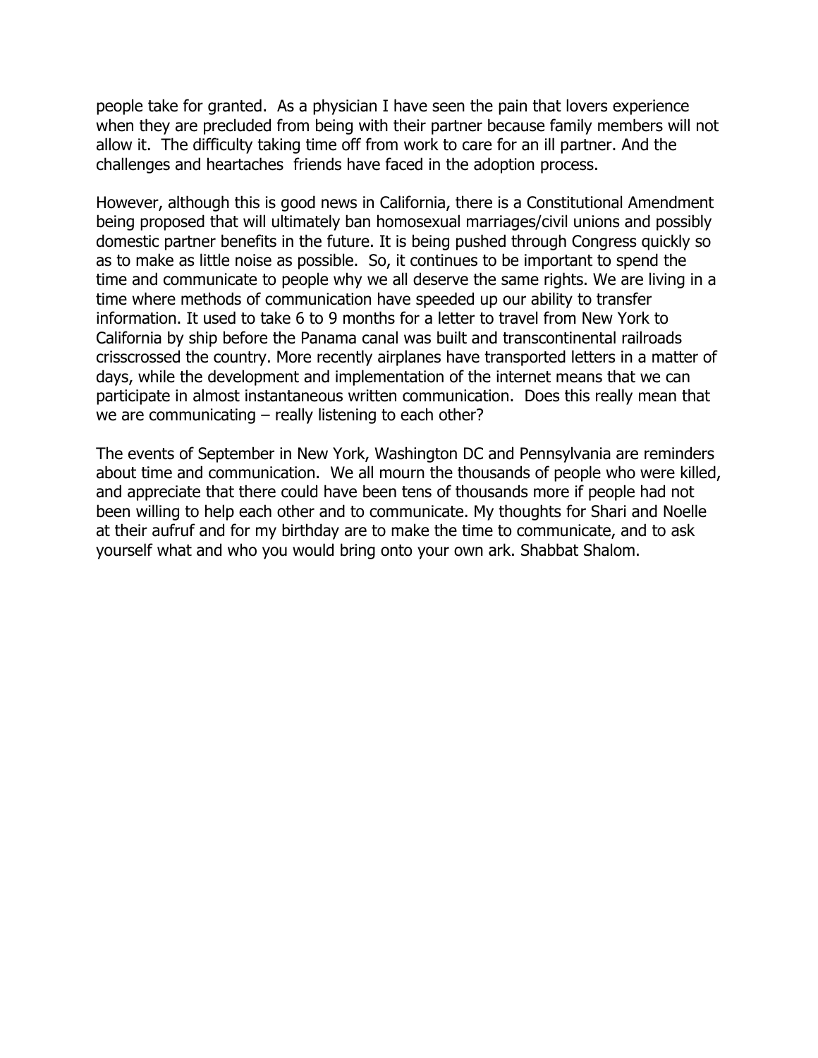people take for granted.  As a physician I have seen the pain that lovers experience when they are precluded from being with their partner because family members will not allow it.  The difficulty taking time off from work to care for an ill partner. And the challenges and heartaches  friends have faced in the adoption process.

However, although this is good news in California, there is a Constitutional Amendment being proposed that will ultimately ban homosexual marriages/civil unions and possibly domestic partner benefits in the future. It is being pushed through Congress quickly so as to make as little noise as possible.  So, it continues to be important to spend the time and communicate to people why we all deserve the same rights. We are living in a time where methods of communication have speeded up our ability to transfer information. It used to take 6 to 9 months for a letter to travel from New York to California by ship before the Panama canal was built and transcontinental railroads crisscrossed the country. More recently airplanes have transported letters in a matter of days, while the development and implementation of the internet means that we can participate in almost instantaneous written communication.  Does this really mean that we are communicating – really listening to each other?

The events of September in New York, Washington DC and Pennsylvania are reminders about time and communication.  We all mourn the thousands of people who were killed, and appreciate that there could have been tens of thousands more if people had not been willing to help each other and to communicate. My thoughts for Shari and Noelle at their aufruf and for my birthday are to make the time to communicate, and to ask yourself what and who you would bring onto your own ark. Shabbat Shalom.